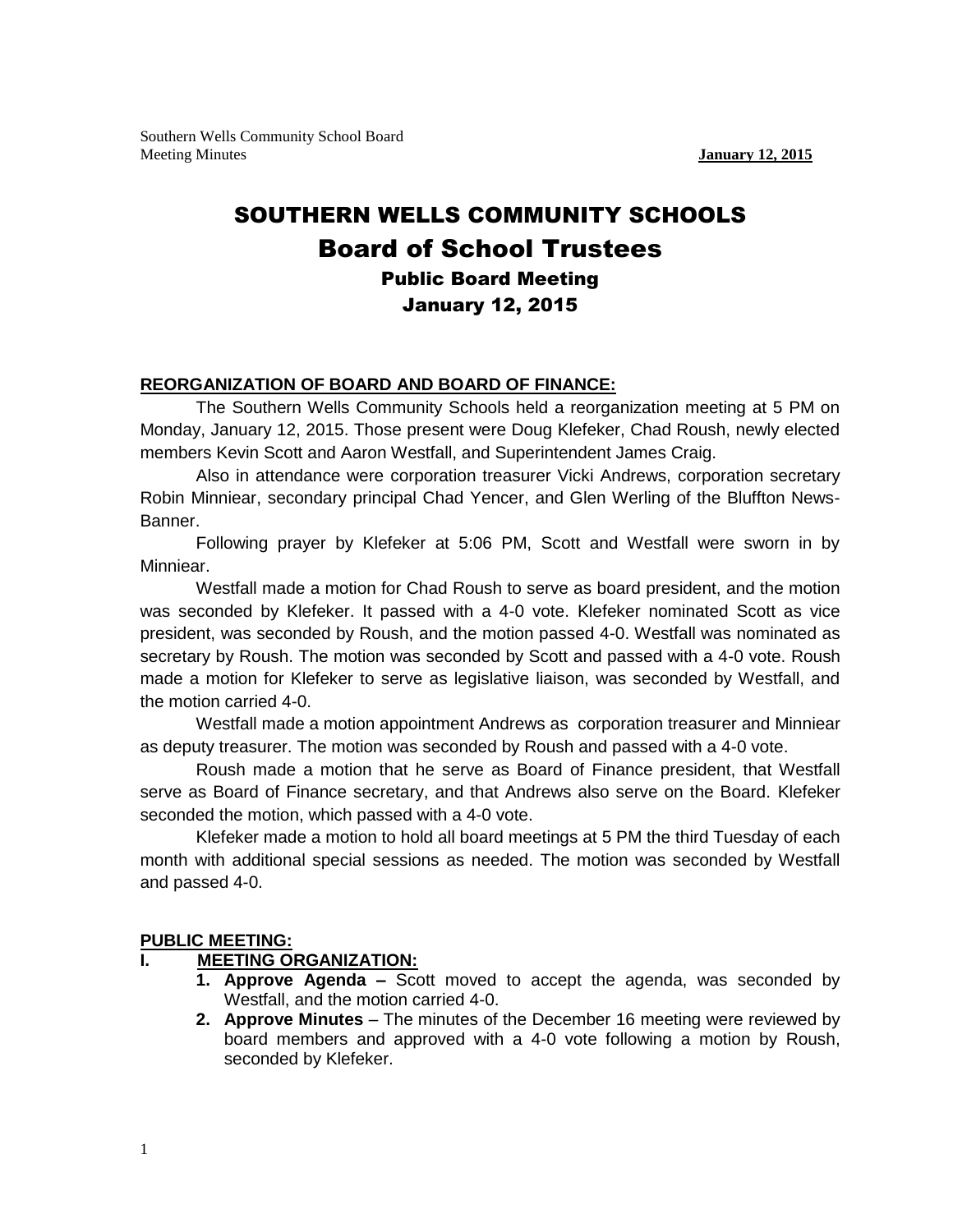# SOUTHERN WELLS COMMUNITY SCHOOLS

## Board of School Trustees

### Public Board Meeting

### January 12, 2015

**REORGANIZATION OF BOARD AND BOARD OF FINANCE:**

The Southern Wells Community Schools held a reorganization meeting at 5 PM on Monday, January 12, 2015. Those present were Doug Klefeker, Chad Roush, newly elected members Kevin Scott and Aaron Westfall, and Superintendent James Craig.

Also in attendance were corporation treasurer Vicki Andrews, corporation secretary Robin Minniear, secondary principal Chad Yencer, and Glen Werling of the Bluffton News-Banner.

Following prayer by Klefeker at 5:06 PM, Scott and Westfall were sworn in by Minniear.

Westfall made a motion for Chad Roush to serve as board president, and the motion was seconded by Klefeker. It passed with a 4-0 vote. Klefeker nominated Scott as vice president, was seconded by Roush, and the motion passed 4-0. Westfall was nominated as secretary by Roush. The motion was seconded by Scott and passed with a 4-0 vote. Roush made a motion for Klefeker to serve as legislative liaison, was seconded by Westfall, and the motion carried 4-0.

Westfall made a motion appointment Andrews as corporation treasurer and Minniear as deputy treasurer. The motion was seconded by Roush and passed with a 4-0 vote.

Roush made a motion that he serve as Board of Finance president, that Westfall serve as Board of Finance secretary, and that Andrews also serve on the Board. Klefeker seconded the motion, which passed with a 4-0 vote.

Klefeker made a motion to hold all board meetings at 5 PM the third Tuesday of each month with additional special sessions as needed. The motion was seconded by Westfall and passed 4-0.

**PUBLIC MEETING:**

**I. MEETING ORGANIZATION:**

1. **Approve Agenda –** Scott moved to accept the agenda, was seconded by Westfall, and the motion carried 4-0.
2. **Approve Minutes** – The minutes of the December 16 meeting were reviewed by board members and approved with a 4-0 vote following a motion by Roush, seconded by Klefeker.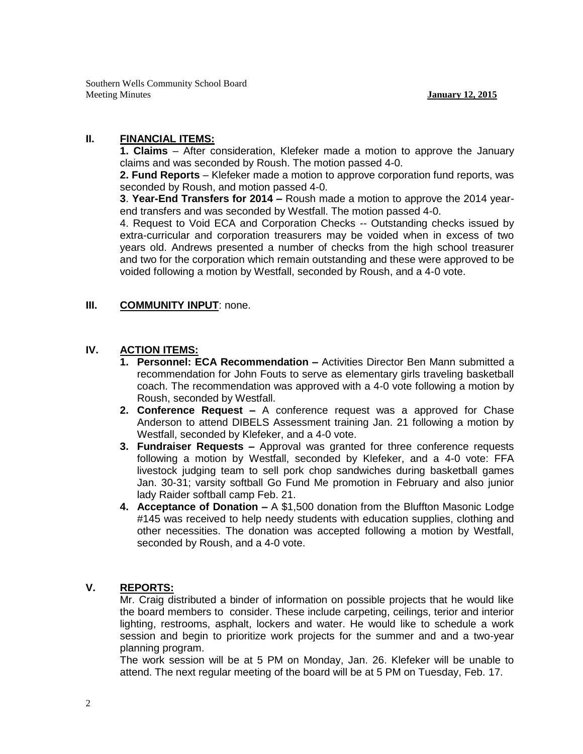## II. FINANCIAL ITEMS:

**1. Claims** – After consideration, Klefeker made a motion to approve the January claims and was seconded by Roush. The motion passed 4-0.

**2. Fund Reports** – Klefeker made a motion to approve corporation fund reports, was seconded by Roush, and motion passed 4-0.

**3**. **Year-End Transfers for 2014 –** Roush made a motion to approve the 2014 year-end transfers and was seconded by Westfall. The motion passed 4-0.

4. Request to Void ECA and Corporation Checks -- Outstanding checks issued by extra-curricular and corporation treasurers may be voided when in excess of two years old. Andrews presented a number of checks from the high school treasurer and two for the corporation which remain outstanding and these were approved to be voided following a motion by Westfall, seconded by Roush, and a 4-0 vote.

## III. COMMUNITY INPUT: none.

## IV. ACTION ITEMS:

1. **Personnel: ECA Recommendation –** Activities Director Ben Mann submitted a recommendation for John Fouts to serve as elementary girls traveling basketball coach. The recommendation was approved with a 4-0 vote following a motion by Roush, seconded by Westfall.
2. **Conference Request –** A conference request was a approved for Chase Anderson to attend DIBELS Assessment training Jan. 21 following a motion by Westfall, seconded by Klefeker, and a 4-0 vote.
3. **Fundraiser Requests –** Approval was granted for three conference requests following a motion by Westfall, seconded by Klefeker, and a 4-0 vote: FFA livestock judging team to sell pork chop sandwiches during basketball games Jan. 30-31; varsity softball Go Fund Me promotion in February and also junior lady Raider softball camp Feb. 21.
4. **Acceptance of Donation –** A $1,500 donation from the Bluffton Masonic Lodge #145 was received to help needy students with education supplies, clothing and other necessities. The donation was accepted following a motion by Westfall, seconded by Roush, and a 4-0 vote.

## V. REPORTS:

Mr. Craig distributed a binder of information on possible projects that he would like the board members to consider. These include carpeting, ceilings, terior and interior lighting, restrooms, asphalt, lockers and water. He would like to schedule a work session and begin to prioritize work projects for the summer and and a two-year planning program.

The work session will be at 5 PM on Monday, Jan. 26. Klefeker will be unable to attend. The next regular meeting of the board will be at 5 PM on Tuesday, Feb. 17.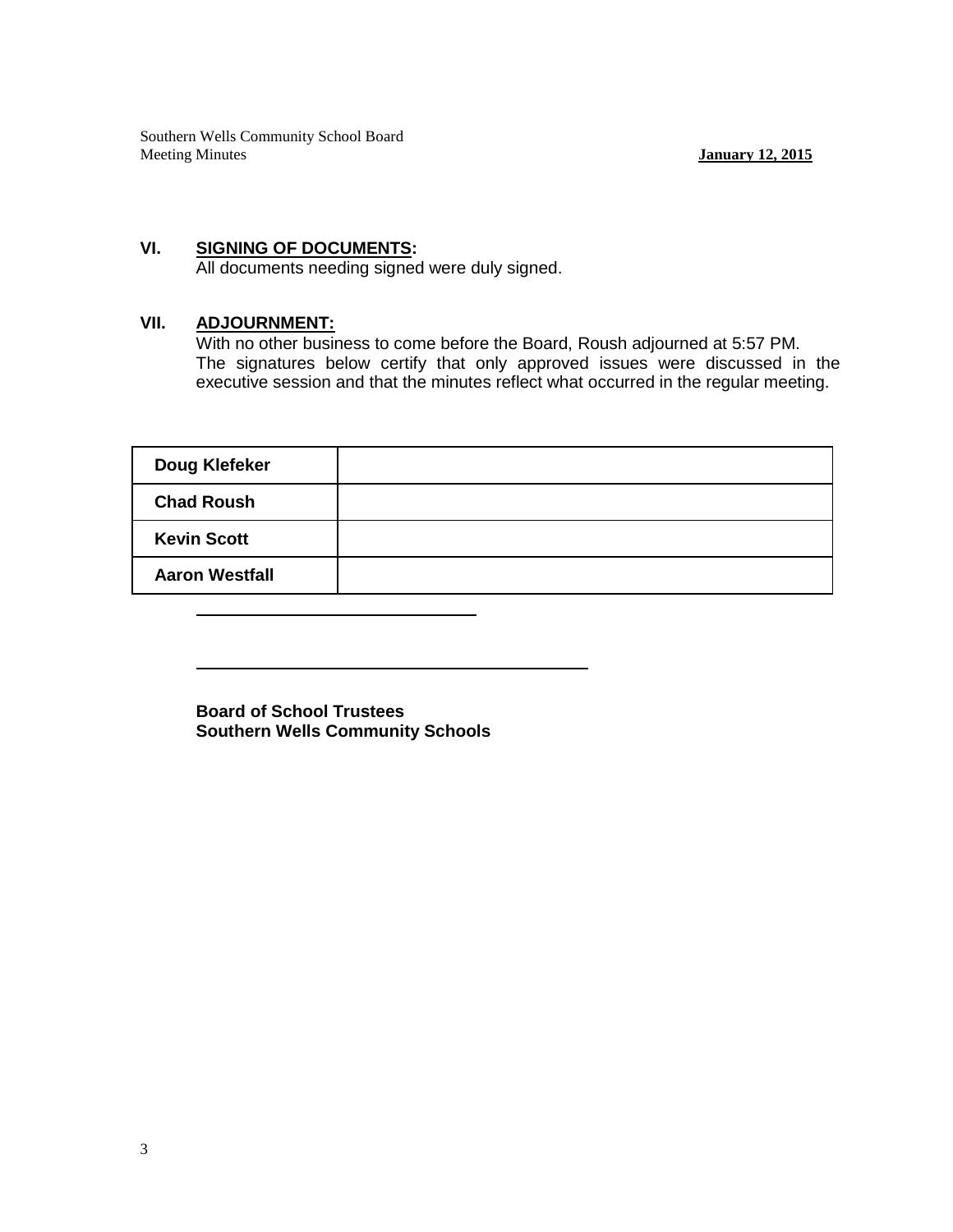## VI. SIGNING OF DOCUMENTS:

All documents needing signed were duly signed.

## VII. ADJOURNMENT:

With no other business to come before the Board, Roush adjourned at 5:57 PM.
The signatures below certify that only approved issues were discussed in the executive session and that the minutes reflect what occurred in the regular meeting.

| | |
|---|---|
| **Doug Klefeker** | |
| **Chad Roush** | |
| **Kevin Scott** | |
| **Aaron Westfall** | |

______________________________

______________________________________

**Board of School Trustees**
**Southern Wells Community Schools**